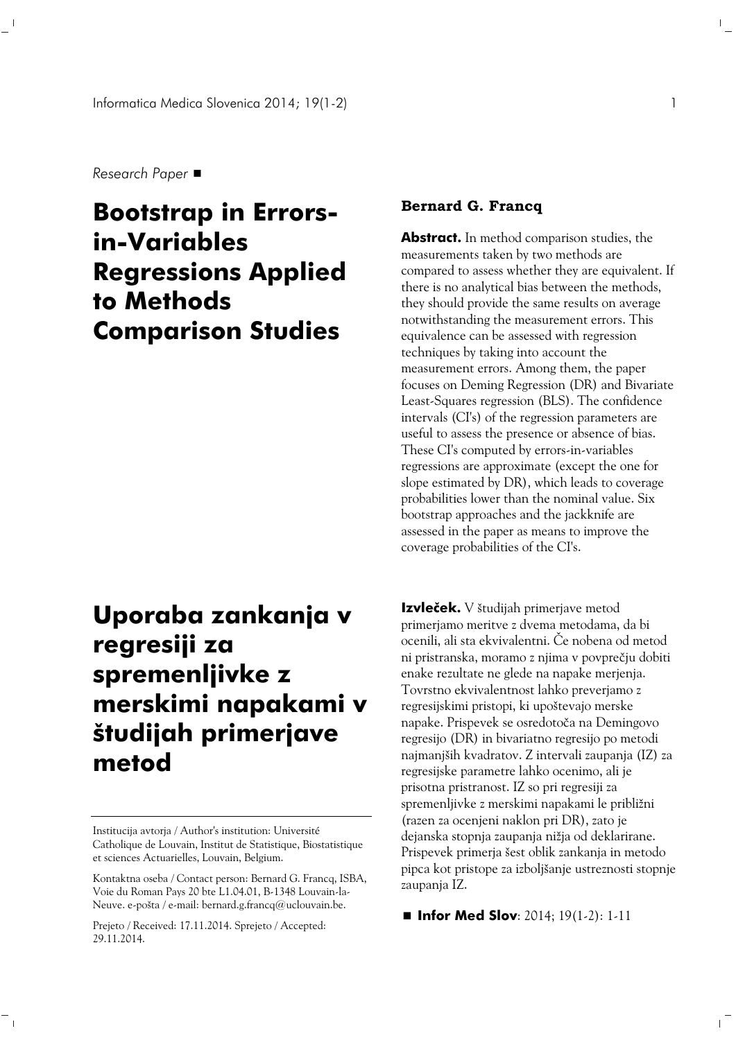*Research Paper* ■

# Bootstrap in Errors-in-Variables Regressions Applied to Methods Comparison Studies

**Bernard G. Francq**

**Abstract.** In method comparison studies, the measurements taken by two methods are compared to assess whether they are equivalent. If there is no analytical bias between the methods, they should provide the same results on average notwithstanding the measurement errors. This equivalence can be assessed with regression techniques by taking into account the measurement errors. Among them, the paper focuses on Deming Regression (DR) and Bivariate Least-Squares regression (BLS). The confidence intervals (CI's) of the regression parameters are useful to assess the presence or absence of bias. These CI's computed by errors-in-variables regressions are approximate (except the one for slope estimated by DR), which leads to coverage probabilities lower than the nominal value. Six bootstrap approaches and the jackknife are assessed in the paper as means to improve the coverage probabilities of the CI's.

# Uporaba zankanja v regresiji za spremenljivke z merskimi napakami v študijah primerjave metod

**Izvleček.** V študijah primerjave metod primerjamo meritve z dvema metodama, da bi ocenili, ali sta ekvivalentni. Če nobena od metod ni pristranska, moramo z njima v povprečju dobiti enake rezultate ne glede na napake merjenja. Tovrstno ekvivalentnost lahko preverjamo z regresijskimi pristopi, ki upoštevajo merske napake. Prispevek se osredotoča na Demingovo regresijo (DR) in bivariatno regresijo po metodi najmanjših kvadratov. Z intervali zaupanja (IZ) za regresijske parametre lahko ocenimo, ali je prisotna pristranost. IZ so pri regresiji za spremenljivke z merskimi napakami le približni (razen za ocenjeni naklon pri DR), zato je dejanska stopnja zaupanja nižja od deklarirane. Prispevek primerja šest oblik zankanja in metodo pipca kot pristope za izboljšanje ustreznosti stopnje zaupanja IZ.

■ **Infor Med Slov**: 2014; 19(1-2): 1-11

Institucija avtorja / Author's institution: Université Catholique de Louvain, Institut de Statistique, Biostatistique et sciences Actuarielles, Louvain, Belgium.

Kontaktna oseba / Contact person: Bernard G. Francq, ISBA, Voie du Roman Pays 20 bte L1.04.01, B-1348 Louvain-la-Neuve. e-pošta / e-mail: bernard.g.francq@uclouvain.be.

Prejeto / Received: 17.11.2014. Sprejeto / Accepted: 29.11.2014.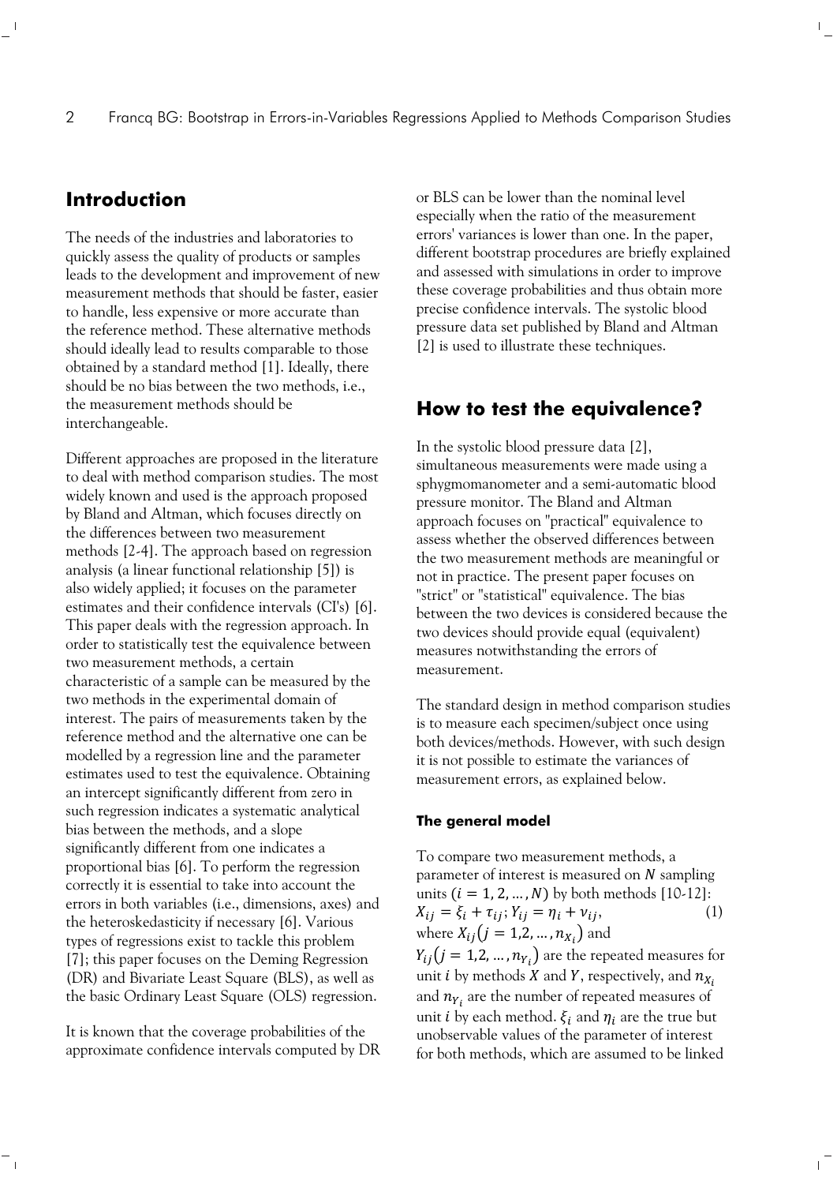## Introduction

The needs of the industries and laboratories to quickly assess the quality of products or samples leads to the development and improvement of new measurement methods that should be faster, easier to handle, less expensive or more accurate than the reference method. These alternative methods should ideally lead to results comparable to those obtained by a standard method [1]. Ideally, there should be no bias between the two methods, i.e., the measurement methods should be interchangeable.

Different approaches are proposed in the literature to deal with method comparison studies. The most widely known and used is the approach proposed by Bland and Altman, which focuses directly on the differences between two measurement methods [2-4]. The approach based on regression analysis (a linear functional relationship [5]) is also widely applied; it focuses on the parameter estimates and their confidence intervals (CI's) [6]. This paper deals with the regression approach. In order to statistically test the equivalence between two measurement methods, a certain characteristic of a sample can be measured by the two methods in the experimental domain of interest. The pairs of measurements taken by the reference method and the alternative one can be modelled by a regression line and the parameter estimates used to test the equivalence. Obtaining an intercept significantly different from zero in such regression indicates a systematic analytical bias between the methods, and a slope significantly different from one indicates a proportional bias [6]. To perform the regression correctly it is essential to take into account the errors in both variables (i.e., dimensions, axes) and the heteroskedasticity if necessary [6]. Various types of regressions exist to tackle this problem [7]; this paper focuses on the Deming Regression (DR) and Bivariate Least Square (BLS), as well as the basic Ordinary Least Square (OLS) regression.

It is known that the coverage probabilities of the approximate confidence intervals computed by DR or BLS can be lower than the nominal level especially when the ratio of the measurement errors' variances is lower than one. In the paper, different bootstrap procedures are briefly explained and assessed with simulations in order to improve these coverage probabilities and thus obtain more precise confidence intervals. The systolic blood pressure data set published by Bland and Altman [2] is used to illustrate these techniques.

## How to test the equivalence?

In the systolic blood pressure data [2], simultaneous measurements were made using a sphygmomanometer and a semi-automatic blood pressure monitor. The Bland and Altman approach focuses on "practical" equivalence to assess whether the observed differences between the two measurement methods are meaningful or not in practice. The present paper focuses on "strict" or "statistical" equivalence. The bias between the two devices is considered because the two devices should provide equal (equivalent) measures notwithstanding the errors of measurement.

The standard design in method comparison studies is to measure each specimen/subject once using both devices/methods. However, with such design it is not possible to estimate the variances of measurement errors, as explained below.

### The general model

To compare two measurement methods, a parameter of interest is measured on $N$ sampling units $(i = 1, 2, \ldots, N)$ by both methods [10-12]:

$$X_{ij} = \xi_i + \tau_{ij}; Y_{ij} = \eta_i + \nu_{ij}, \qquad (1)$$

where $X_{ij}\left(j = 1,2, \ldots, n_{X_i}\right)$ and $Y_{ij}\left(j = 1,2, \ldots, n_{Y_i}\right)$ are the repeated measures for unit $i$ by methods $X$ and $Y$, respectively, and $n_{X_i}$ and $n_{Y_i}$ are the number of repeated measures of unit $i$ by each method. $\xi_i$ and $\eta_i$ are the true but unobservable values of the parameter of interest for both methods, which are assumed to be linked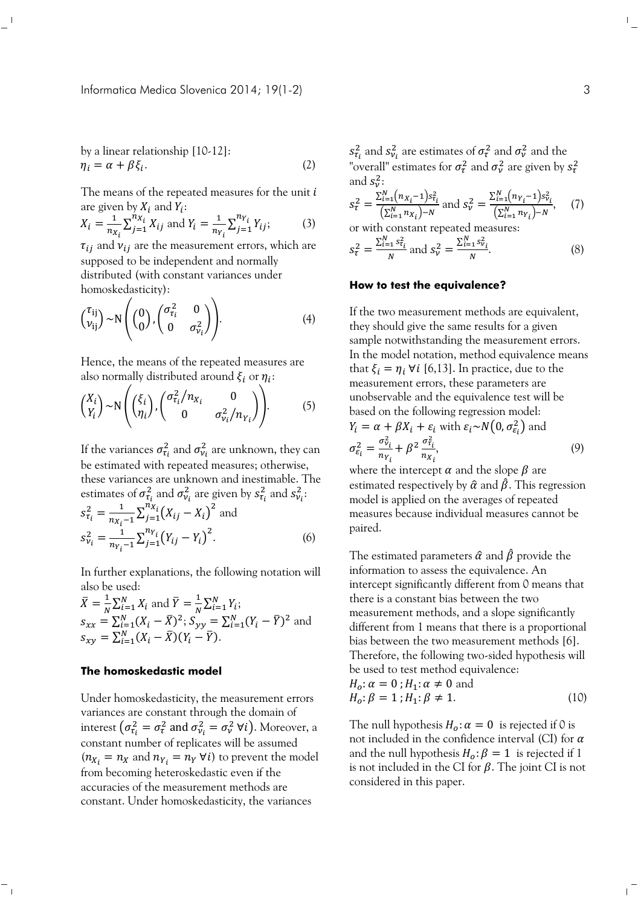by a linear relationship [10-12]:

$$\eta_i = \alpha + \beta\xi_i. \tag{2}$$

The means of the repeated measures for the unit $i$ are given by $X_i$ and $Y_i$:

$$X_i = \frac{1}{n_{X_i}}\sum_{j=1}^{n_{X_i}} X_{ij} \text{ and } Y_i = \frac{1}{n_{Y_i}}\sum_{j=1}^{n_{Y_i}} Y_{ij}; \tag{3}$$

$\tau_{ij}$ and $\nu_{ij}$ are the measurement errors, which are supposed to be independent and normally distributed (with constant variances under homoskedasticity):

$$\begin{pmatrix}\tau_{ij}\\ \nu_{ij}\end{pmatrix} \sim \mathrm{N}\left(\begin{pmatrix}0\\0\end{pmatrix}, \begin{pmatrix}\sigma_{\tau_i}^2 & 0\\ 0 & \sigma_{\nu_i}^2\end{pmatrix}\right). \tag{4}$$

Hence, the means of the repeated measures are also normally distributed around $\xi_i$ or $\eta_i$:

$$\begin{pmatrix}X_i\\ Y_i\end{pmatrix} \sim \mathrm{N}\left(\begin{pmatrix}\xi_i\\ \eta_i\end{pmatrix}, \begin{pmatrix}\sigma_{\tau_i}^2/n_{X_i} & 0\\ 0 & \sigma_{\nu_i}^2/n_{Y_i}\end{pmatrix}\right). \tag{5}$$

If the variances $\sigma_{\tau_i}^2$ and $\sigma_{\nu_i}^2$ are unknown, they can be estimated with repeated measures; otherwise, these variances are unknown and inestimable. The estimates of $\sigma_{\tau_i}^2$ and $\sigma_{\nu_i}^2$ are given by $s_{\tau_i}^2$ and $s_{\nu_i}^2$:

$$s_{\tau_i}^2 = \frac{1}{n_{X_i}-1}\sum_{j=1}^{n_{X_i}}\left(X_{ij} - X_i\right)^2 \text{ and}$$

$$s_{\nu_i}^2 = \frac{1}{n_{Y_i}-1}\sum_{j=1}^{n_{Y_i}}\left(Y_{ij} - Y_i\right)^2. \tag{6}$$

In further explanations, the following notation will also be used:

$\bar{X} = \frac{1}{N}\sum_{i=1}^{N} X_i$ and $\bar{Y} = \frac{1}{N}\sum_{i=1}^{N} Y_i$;
$s_{xx} = \sum_{i=1}^{N}(X_i - \bar{X})^2$; $S_{yy} = \sum_{i=1}^{N}(Y_i - \bar{Y})^2$ and
$s_{xy} = \sum_{i=1}^{N}(X_i - \bar{X})(Y_i - \bar{Y})$.

### The homoskedastic model

Under homoskedasticity, the measurement errors variances are constant through the domain of interest $\left(\sigma_{\tau_i}^2 = \sigma_\tau^2 \text{ and } \sigma_{\nu_i}^2 = \sigma_\nu^2\ \forall i\right)$. Moreover, a constant number of replicates will be assumed ($n_{X_i} = n_X$ and $n_{Y_i} = n_Y\ \forall i$) to prevent the model from becoming heteroskedastic even if the accuracies of the measurement methods are constant. Under homoskedasticity, the variances $s_{\tau_i}^2$ and $s_{\nu_i}^2$ are estimates of $\sigma_\tau^2$ and $\sigma_\nu^2$ and the "overall" estimates for $\sigma_\tau^2$ and $\sigma_\nu^2$ are given by $s_\tau^2$ and $s_\nu^2$:

$$s_\tau^2 = \frac{\sum_{i=1}^{N}\left(n_{X_i}-1\right)s_{\tau_i}^2}{\left(\sum_{i=1}^{N} n_{X_i}\right)-N} \text{ and } s_\nu^2 = \frac{\sum_{i=1}^{N}\left(n_{Y_i}-1\right)s_{\nu_i}^2}{\left(\sum_{i=1}^{N} n_{Y_i}\right)-N}, \tag{7}$$

or with constant repeated measures:

$$s_\tau^2 = \frac{\sum_{i=1}^{N} s_{\tau_i}^2}{N} \text{ and } s_\nu^2 = \frac{\sum_{i=1}^{N} s_{\nu_i}^2}{N}. \tag{8}$$

### How to test the equivalence?

If the two measurement methods are equivalent, they should give the same results for a given sample notwithstanding the measurement errors. In the model notation, method equivalence means that $\xi_i = \eta_i\ \forall i$ [6,13]. In practice, due to the measurement errors, these parameters are unobservable and the equivalence test will be based on the following regression model:

$$Y_i = \alpha + \beta X_i + \varepsilon_i \text{ with } \varepsilon_i \sim N\left(0, \sigma_{\varepsilon_i}^2\right) \text{ and}$$

$$\sigma_{\varepsilon_i}^2 = \frac{\sigma_{\nu_i}^2}{n_{Y_i}} + \beta^2\frac{\sigma_{\tau_i}^2}{n_{X_i}}, \tag{9}$$

where the intercept $\alpha$ and the slope $\beta$ are estimated respectively by $\hat{\alpha}$ and $\hat{\beta}$. This regression model is applied on the averages of repeated measures because individual measures cannot be paired.

The estimated parameters $\hat{\alpha}$ and $\hat{\beta}$ provide the information to assess the equivalence. An intercept significantly different from 0 means that there is a constant bias between the two measurement methods, and a slope significantly different from 1 means that there is a proportional bias between the two measurement methods [6]. Therefore, the following two-sided hypothesis will be used to test method equivalence:

$$H_o: \alpha = 0\,; H_1: \alpha \neq 0 \text{ and}$$

$$H_o: \beta = 1\,; H_1: \beta \neq 1. \tag{10}$$

The null hypothesis $H_o: \alpha = 0$ is rejected if 0 is not included in the confidence interval (CI) for $\alpha$ and the null hypothesis $H_o: \beta = 1$ is rejected if 1 is not included in the CI for $\beta$. The joint CI is not considered in this paper.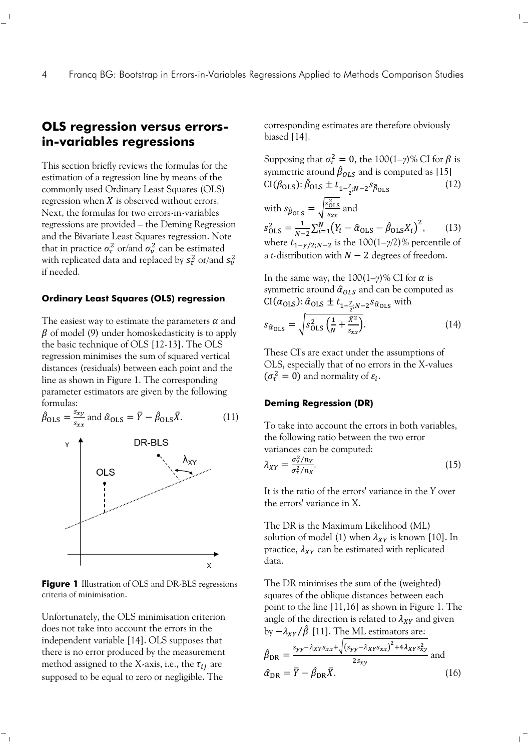## OLS regression versus errors-in-variables regressions

This section briefly reviews the formulas for the estimation of a regression line by means of the commonly used Ordinary Least Squares (OLS) regression when $X$ is observed without errors. Next, the formulas for two errors-in-variables regressions are provided – the Deming Regression and the Bivariate Least Squares regression. Note that in practice $\sigma_\tau^2$ or/and $\sigma_\nu^2$ can be estimated with replicated data and replaced by $s_\tau^2$ or/and $s_\nu^2$ if needed.

### Ordinary Least Squares (OLS) regression

The easiest way to estimate the parameters $\alpha$ and $\beta$ of model (9) under homoskedasticity is to apply the basic technique of OLS [12-13]. The OLS regression minimises the sum of squared vertical distances (residuals) between each point and the line as shown in Figure 1. The corresponding parameter estimators are given by the following formulas:

$$\hat{\beta}_{\text{OLS}} = \frac{s_{xy}}{s_{xx}} \text{ and } \hat{\alpha}_{\text{OLS}} = \bar{Y} - \hat{\beta}_{\text{OLS}}\bar{X}. \tag{11}$$

**Figure 1** Illustration of OLS and DR-BLS regressions criteria of minimisation.

Unfortunately, the OLS minimisation criterion does not take into account the errors in the independent variable [14]. OLS supposes that there is no error produced by the measurement method assigned to the X-axis, i.e., the $\tau_{ij}$ are supposed to be equal to zero or negligible. The corresponding estimates are therefore obviously biased [14].

Supposing that $\sigma_\tau^2 = 0$, the 100(1–$\gamma$)% CI for $\beta$ is symmetric around $\hat{\beta}_{OLS}$ and is computed as [15]

$$\text{CI}(\beta_{\text{OLS}}): \hat{\beta}_{\text{OLS}} \pm t_{1-\frac{\gamma}{2};N-2} s_{\hat{\beta}_{\text{OLS}}} \tag{12}$$

with $s_{\hat{\beta}_{\text{OLS}}} = \sqrt{\frac{s_{\text{OLS}}^2}{s_{xx}}}$ and

$$s_{\text{OLS}}^2 = \frac{1}{N-2}\sum_{i=1}^{N}\left(Y_i - \hat{\alpha}_{\text{OLS}} - \hat{\beta}_{\text{OLS}}X_i\right)^2, \tag{13}$$

where $t_{1-\gamma/2;N-2}$ is the 100(1–$\gamma$/2)% percentile of a *t*-distribution with $N-2$ degrees of freedom.

In the same way, the 100(1–$\gamma$)% CI for $\alpha$ is symmetric around $\hat{\alpha}_{OLS}$ and can be computed as $\text{CI}(\alpha_{\text{OLS}}): \hat{\alpha}_{\text{OLS}} \pm t_{1-\frac{\gamma}{2};N-2} s_{\hat{\alpha}_{\text{OLS}}}$ with

$$s_{\hat{\alpha}_{\text{OLS}}} = \sqrt{s_{\text{OLS}}^2\left(\frac{1}{N} + \frac{\bar{X}^2}{s_{xx}}\right)}. \tag{14}$$

These CI's are exact under the assumptions of OLS, especially that of no errors in the X-values ($\sigma_\tau^2 = 0$) and normality of $\varepsilon_i$.

### Deming Regression (DR)

To take into account the errors in both variables, the following ratio between the two error variances can be computed:

$$\lambda_{XY} = \frac{\sigma_\nu^2/n_Y}{\sigma_\tau^2/n_X}. \tag{15}$$

It is the ratio of the errors' variance in the Y over the errors' variance in X.

The DR is the Maximum Likelihood (ML) solution of model (1) when $\lambda_{XY}$ is known [10]. In practice, $\lambda_{XY}$ can be estimated with replicated data.

The DR minimises the sum of the (weighted) squares of the oblique distances between each point to the line [11,16] as shown in Figure 1. The angle of the direction is related to $\lambda_{XY}$ and given by $-\lambda_{XY}/\hat{\beta}$ [11]. The ML estimators are:

$$\hat{\beta}_{\text{DR}} = \frac{s_{yy} - \lambda_{XY}s_{xx} + \sqrt{\left(s_{yy} - \lambda_{XY}s_{xx}\right)^2 + 4\lambda_{XY}s_{xy}^2}}{2s_{xy}} \text{ and}$$

$$\hat{\alpha}_{\text{DR}} = \bar{Y} - \hat{\beta}_{\text{DR}}\bar{X}. \tag{16}$$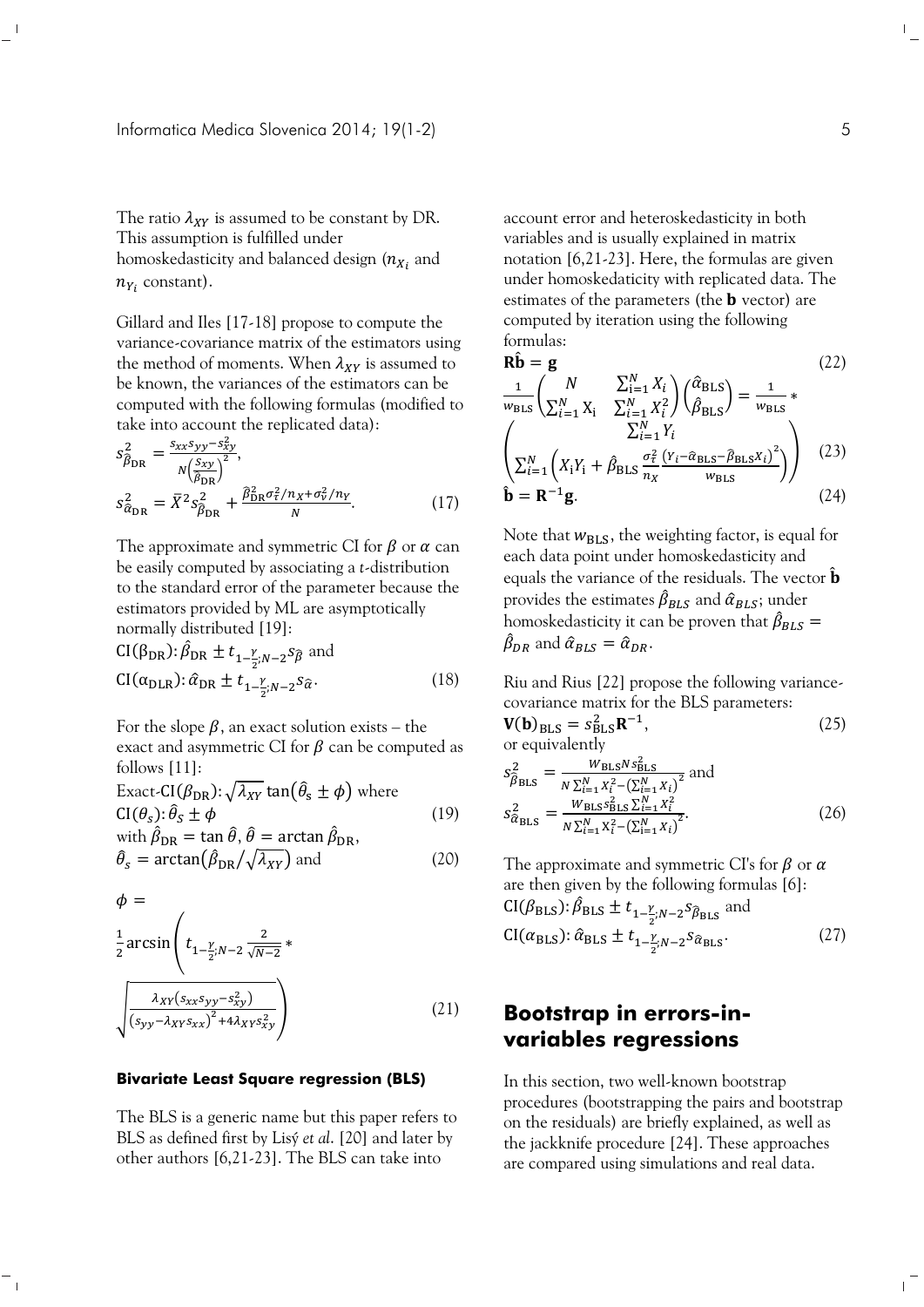The ratio $\lambda_{XY}$ is assumed to be constant by DR. This assumption is fulfilled under homoskedasticity and balanced design ($n_{X_i}$ and $n_{Y_i}$ constant).

Gillard and Iles [17-18] propose to compute the variance-covariance matrix of the estimators using the method of moments. When $\lambda_{XY}$ is assumed to be known, the variances of the estimators can be computed with the following formulas (modified to take into account the replicated data):

$$s^2_{\hat{\beta}_{\mathrm{DR}}} = \frac{s_{xx}s_{yy} - s^2_{xy}}{N\left(\frac{s_{xy}}{\hat{\beta}_{\mathrm{DR}}}\right)^2},$$
$$s^2_{\hat{\alpha}_{\mathrm{DR}}} = \bar{X}^2 s^2_{\hat{\beta}_{\mathrm{DR}}} + \frac{\hat{\beta}^2_{\mathrm{DR}}\sigma^2_{\tau}/n_X + \sigma^2_{v}/n_Y}{N}. \tag{17}$$

The approximate and symmetric CI for $\beta$ or $\alpha$ can be easily computed by associating a *t*-distribution to the standard error of the parameter because the estimators provided by ML are asymptotically normally distributed [19]:

$$\mathrm{CI}(\beta_{\mathrm{DR}}): \hat{\beta}_{\mathrm{DR}} \pm t_{1-\frac{\gamma}{2};N-2} s_{\hat{\beta}} \text{ and}$$
$$\mathrm{CI}(\alpha_{\mathrm{DLR}}): \hat{\alpha}_{\mathrm{DR}} \pm t_{1-\frac{\gamma}{2};N-2} s_{\hat{\alpha}}. \tag{18}$$

For the slope $\beta$, an exact solution exists – the exact and asymmetric CI for $\beta$ can be computed as follows [11]:

$$\text{Exact-CI}(\beta_{\mathrm{DR}}): \sqrt{\lambda_{XY}}\tan\left(\hat{\theta}_s \pm \phi\right) \text{ where}$$
$$\mathrm{CI}(\theta_s): \hat{\theta}_S \pm \phi \tag{19}$$

with $\hat{\beta}_{\mathrm{DR}} = \tan\hat{\theta}$, $\hat{\theta} = \arctan\hat{\beta}_{\mathrm{DR}}$,

$$\hat{\theta}_s = \arctan\left(\hat{\beta}_{\mathrm{DR}}/\sqrt{\lambda_{XY}}\right) \text{ and} \tag{20}$$

$$\phi = \frac{1}{2}\arcsin\left(t_{1-\frac{\gamma}{2};N-2}\frac{2}{\sqrt{N-2}} * \sqrt{\frac{\lambda_{XY}\left(s_{xx}s_{yy} - s^2_{xy}\right)}{\left(s_{yy} - \lambda_{XY}s_{xx}\right)^2 + 4\lambda_{XY}s^2_{xy}}}\right) \tag{21}$$

#### Bivariate Least Square regression (BLS)

The BLS is a generic name but this paper refers to BLS as defined first by Lisý *et al.* [20] and later by other authors [6,21-23]. The BLS can take into account error and heteroskedasticity in both variables and is usually explained in matrix notation [6,21-23]. Here, the formulas are given under homoskedaticity with replicated data. The estimates of the parameters (the **b** vector) are computed by iteration using the following formulas:

$$\mathbf{R}\hat{\mathbf{b}} = \mathbf{g} \tag{22}$$

$$\frac{1}{w_{\mathrm{BLS}}}\begin{pmatrix} N & \sum_{i=1}^{N} X_i \\ \sum_{i=1}^{N} X_i & \sum_{i=1}^{N} X_i^2 \end{pmatrix}\begin{pmatrix} \hat{\alpha}_{\mathrm{BLS}} \\ \hat{\beta}_{\mathrm{BLS}} \end{pmatrix} = \frac{1}{w_{\mathrm{BLS}}} * \begin{pmatrix} \sum_{i=1}^{N} Y_i \\ \sum_{i=1}^{N}\left(X_i Y_i + \hat{\beta}_{\mathrm{BLS}}\frac{\sigma^2_{\tau}}{n_X}\frac{\left(Y_i - \hat{\alpha}_{\mathrm{BLS}} - \hat{\beta}_{\mathrm{BLS}}X_i\right)^2}{w_{\mathrm{BLS}}}\right) \end{pmatrix} \tag{23}$$

$$\hat{\mathbf{b}} = \mathbf{R}^{-1}\mathbf{g}. \tag{24}$$

Note that $w_{\mathrm{BLS}}$, the weighting factor, is equal for each data point under homoskedasticity and equals the variance of the residuals. The vector $\hat{\mathbf{b}}$ provides the estimates $\hat{\beta}_{BLS}$ and $\hat{\alpha}_{BLS}$; under homoskedasticity it can be proven that $\hat{\beta}_{BLS} = \hat{\beta}_{DR}$ and $\hat{\alpha}_{BLS} = \hat{\alpha}_{DR}$.

Riu and Rius [22] propose the following variance-covariance matrix for the BLS parameters:

$$\mathbf{V}(\mathbf{b})_{\mathrm{BLS}} = s^2_{\mathrm{BLS}}\mathbf{R}^{-1}, \tag{25}$$

or equivalently

$$s^2_{\hat{\beta}_{\mathrm{BLS}}} = \frac{w_{\mathrm{BLS}} N s^2_{\mathrm{BLS}}}{N\sum_{i=1}^{N} X_i^2 - \left(\sum_{i=1}^{N} X_i\right)^2} \text{ and}$$
$$s^2_{\hat{\alpha}_{\mathrm{BLS}}} = \frac{w_{\mathrm{BLS}} s^2_{\mathrm{BLS}}\sum_{i=1}^{N} X_i^2}{N\sum_{i=1}^{N} X_i^2 - \left(\sum_{i=1}^{N} X_i\right)^2}. \tag{26}$$

The approximate and symmetric CI's for $\beta$ or $\alpha$ are then given by the following formulas [6]:

$$\mathrm{CI}(\beta_{\mathrm{BLS}}): \hat{\beta}_{\mathrm{BLS}} \pm t_{1-\frac{\gamma}{2};N-2} s_{\hat{\beta}_{\mathrm{BLS}}} \text{ and}$$
$$\mathrm{CI}(\alpha_{\mathrm{BLS}}): \hat{\alpha}_{\mathrm{BLS}} \pm t_{1-\frac{\gamma}{2};N-2} s_{\hat{\alpha}_{\mathrm{BLS}}}. \tag{27}$$

## Bootstrap in errors-in-variables regressions

In this section, two well-known bootstrap procedures (bootstrapping the pairs and bootstrap on the residuals) are briefly explained, as well as the jackknife procedure [24]. These approaches are compared using simulations and real data.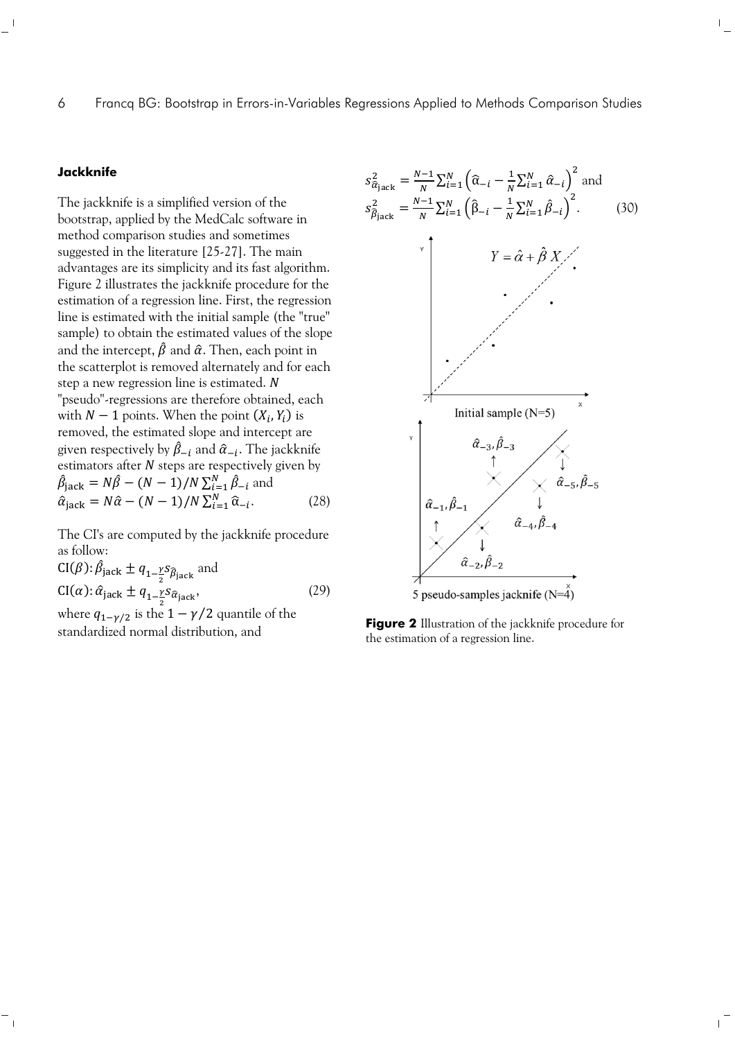### Jackknife

The jackknife is a simplified version of the bootstrap, applied by the MedCalc software in method comparison studies and sometimes suggested in the literature [25-27]. The main advantages are its simplicity and its fast algorithm. Figure 2 illustrates the jackknife procedure for the estimation of a regression line. First, the regression line is estimated with the initial sample (the "true" sample) to obtain the estimated values of the slope and the intercept, $\hat{\beta}$ and $\hat{\alpha}$. Then, each point in the scatterplot is removed alternately and for each step a new regression line is estimated. $N$ "pseudo"-regressions are therefore obtained, each with $N-1$ points. When the point $(X_i, Y_i)$ is removed, the estimated slope and intercept are given respectively by $\hat{\beta}_{-i}$ and $\hat{\alpha}_{-i}$. The jackknife estimators after $N$ steps are respectively given by

$$\hat{\beta}_{\text{jack}} = N\hat{\beta} - (N-1)/N \sum_{i=1}^{N} \hat{\beta}_{-i} \text{ and}$$
$$\hat{\alpha}_{\text{jack}} = N\hat{\alpha} - (N-1)/N \sum_{i=1}^{N} \hat{\alpha}_{-i}. \tag{28}$$

The CI's are computed by the jackknife procedure as follow:

$$\text{CI}(\beta): \hat{\beta}_{\text{jack}} \pm q_{1-\frac{\gamma}{2}} s_{\hat{\beta}_{\text{jack}}} \text{ and}$$
$$\text{CI}(\alpha): \hat{\alpha}_{\text{jack}} \pm q_{1-\frac{\gamma}{2}} s_{\hat{\alpha}_{\text{jack}}}, \tag{29}$$

where $q_{1-\gamma/2}$ is the $1-\gamma/2$ quantile of the standardized normal distribution, and

$$s^2_{\hat{\alpha}_{\text{jack}}} = \frac{N-1}{N} \sum_{i=1}^{N} \left( \hat{\alpha}_{-i} - \frac{1}{N} \sum_{i=1}^{N} \hat{\alpha}_{-i} \right)^2 \text{ and}$$
$$s^2_{\hat{\beta}_{\text{jack}}} = \frac{N-1}{N} \sum_{i=1}^{N} \left( \hat{\beta}_{-i} - \frac{1}{N} \sum_{i=1}^{N} \hat{\beta}_{-i} \right)^2. \tag{30}$$

**Figure 2** Illustration of the jackknife procedure for the estimation of a regression line.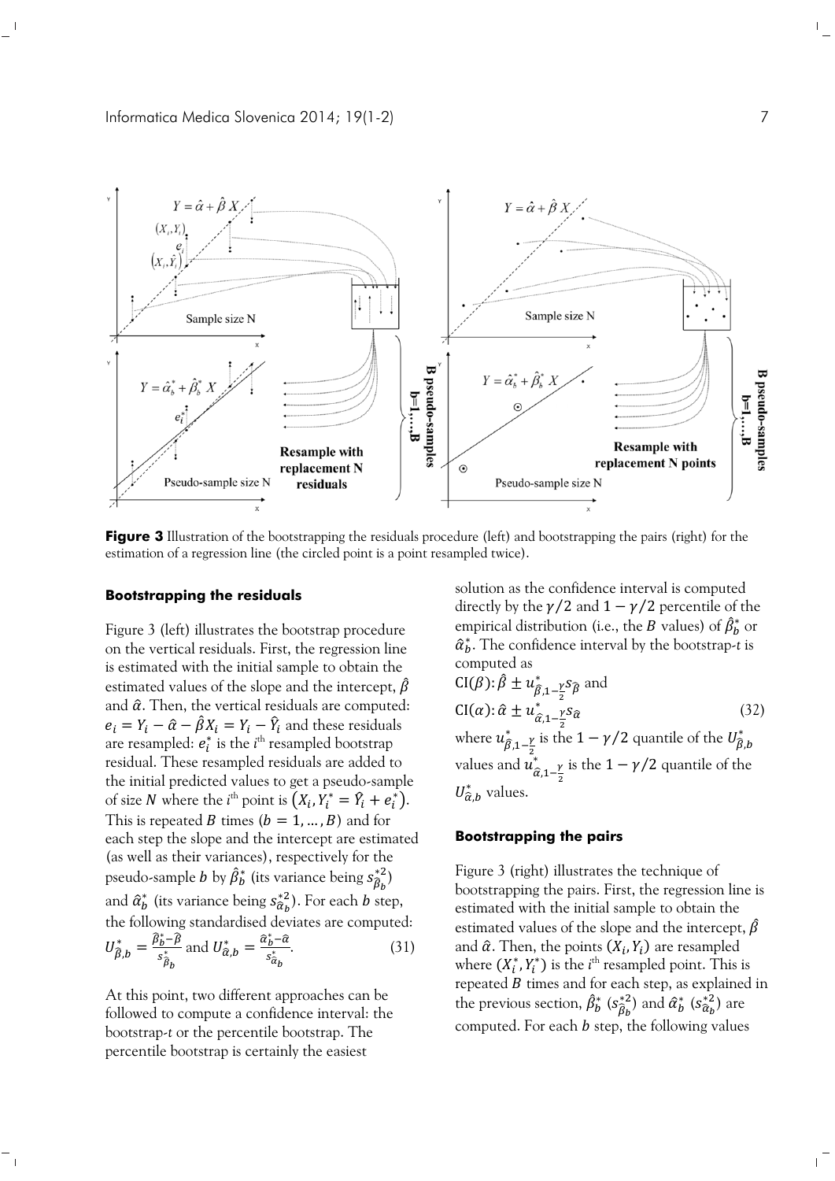**Figure 3** Illustration of the bootstrapping the residuals procedure (left) and bootstrapping the pairs (right) for the estimation of a regression line (the circled point is a point resampled twice).

### Bootstrapping the residuals

Figure 3 (left) illustrates the bootstrap procedure on the vertical residuals. First, the regression line is estimated with the initial sample to obtain the estimated values of the slope and the intercept, $\hat{\beta}$ and $\hat{\alpha}$. Then, the vertical residuals are computed: $e_i = Y_i - \hat{\alpha} - \hat{\beta}X_i = Y_i - \hat{Y}_i$ and these residuals are resampled: $e_i^*$ is the $i^{\text{th}}$ resampled bootstrap residual. These resampled residuals are added to the initial predicted values to get a pseudo-sample of size $N$ where the $i^{\text{th}}$ point is $(X_i, Y_i^* = \hat{Y}_i + e_i^*)$. This is repeated $B$ times ($b = 1, \ldots, B$) and for each step the slope and the intercept are estimated (as well as their variances), respectively for the pseudo-sample $b$ by $\hat{\beta}_b^*$ (its variance being $s_{\hat{\beta}_b}^{*2}$) and $\hat{\alpha}_b^*$ (its variance being $s_{\hat{\alpha}_b}^{*2}$). For each $b$ step, the following standardised deviates are computed:

$$U_{\hat{\beta},b}^* = \frac{\hat{\beta}_b^* - \hat{\beta}}{s_{\hat{\beta}_b}^*} \text{ and } U_{\hat{\alpha},b}^* = \frac{\hat{\alpha}_b^* - \hat{\alpha}}{s_{\hat{\alpha}_b}^*}. \quad (31)$$

At this point, two different approaches can be followed to compute a confidence interval: the bootstrap-*t* or the percentile bootstrap. The percentile bootstrap is certainly the easiest solution as the confidence interval is computed directly by the $\gamma/2$ and $1 - \gamma/2$ percentile of the empirical distribution (i.e., the $B$ values) of $\hat{\beta}_b^*$ or $\hat{\alpha}_b^*$. The confidence interval by the bootstrap-*t* is computed as

$$\text{CI}(\beta): \hat{\beta} \pm u_{\hat{\beta},1-\frac{\gamma}{2}}^* s_{\hat{\beta}} \text{ and}$$
$$\text{CI}(\alpha): \hat{\alpha} \pm u_{\hat{\alpha},1-\frac{\gamma}{2}}^* s_{\hat{\alpha}} \quad (32)$$

where $u_{\hat{\beta},1-\frac{\gamma}{2}}^*$ is the $1 - \gamma/2$ quantile of the $U_{\hat{\beta},b}^*$ values and $u_{\hat{\alpha},1-\frac{\gamma}{2}}^*$ is the $1 - \gamma/2$ quantile of the $U_{\hat{\alpha},b}^*$ values.

### Bootstrapping the pairs

Figure 3 (right) illustrates the technique of bootstrapping the pairs. First, the regression line is estimated with the initial sample to obtain the estimated values of the slope and the intercept, $\hat{\beta}$ and $\hat{\alpha}$. Then, the points $(X_i, Y_i)$ are resampled where $(X_i^*, Y_i^*)$ is the $i^{\text{th}}$ resampled point. This is repeated $B$ times and for each step, as explained in the previous section, $\hat{\beta}_b^*$ ($s_{\hat{\beta}_b}^{*2}$) and $\hat{\alpha}_b^*$ ($s_{\hat{\alpha}_b}^{*2}$) are computed. For each $b$ step, the following values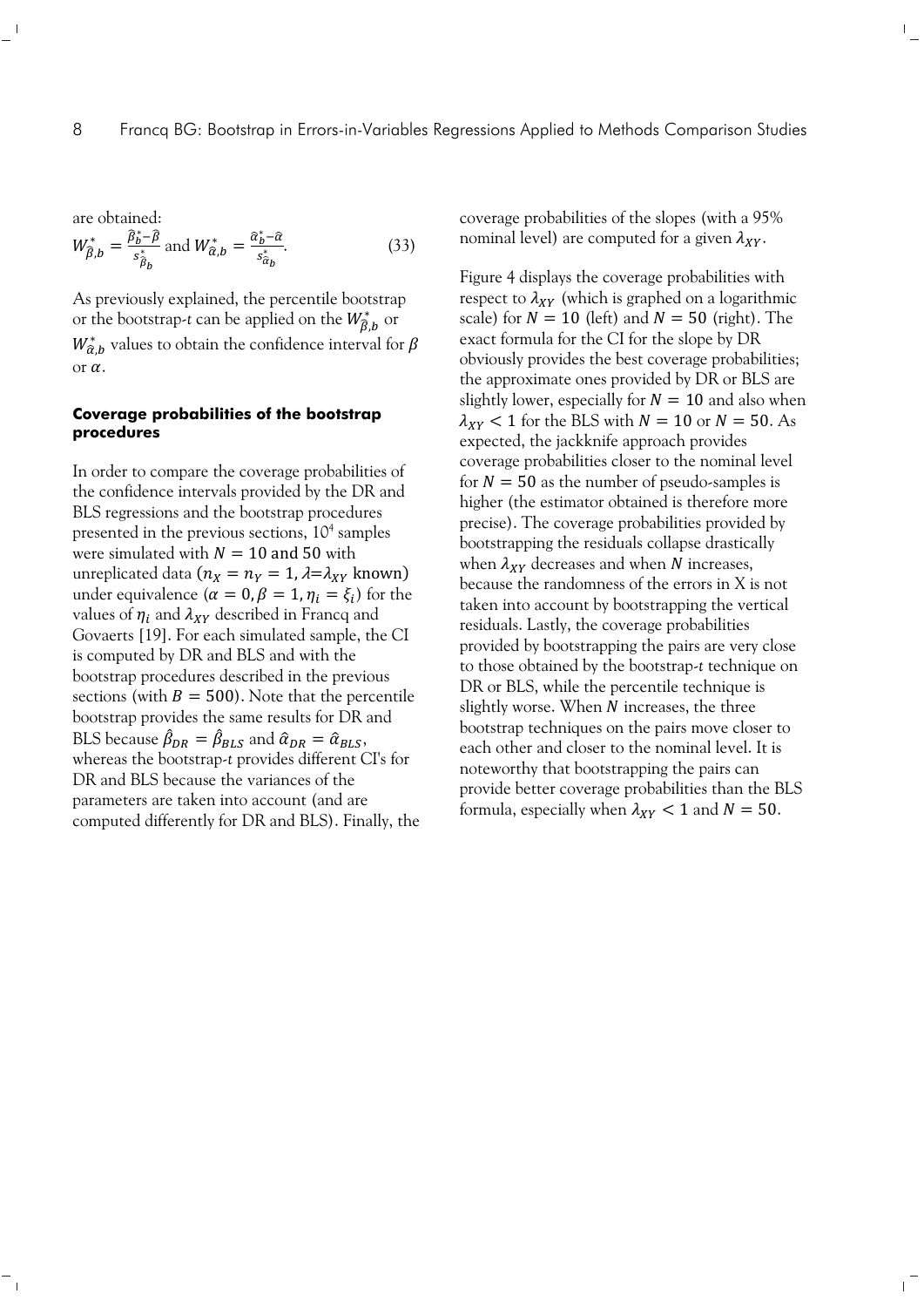are obtained:

$$W^*_{\hat{\beta},b} = \frac{\hat{\beta}^*_b - \hat{\beta}}{s^*_{\hat{\beta}_b}} \text{ and } W^*_{\hat{\alpha},b} = \frac{\hat{\alpha}^*_b - \hat{\alpha}}{s^*_{\hat{\alpha}_b}}. \quad (33)$$

As previously explained, the percentile bootstrap or the bootstrap-*t* can be applied on the $W^*_{\hat{\beta},b}$ or $W^*_{\hat{\alpha},b}$ values to obtain the confidence interval for $\beta$ or $\alpha$.

### Coverage probabilities of the bootstrap procedures

In order to compare the coverage probabilities of the confidence intervals provided by the DR and BLS regressions and the bootstrap procedures presented in the previous sections, $10^4$ samples were simulated with $N = 10$ and $50$ with unreplicated data ($n_X = n_Y = 1$, $\lambda = \lambda_{XY}$ known) under equivalence ($\alpha = 0, \beta = 1, \eta_i = \xi_i$) for the values of $\eta_i$ and $\lambda_{XY}$ described in Francq and Govaerts [19]. For each simulated sample, the CI is computed by DR and BLS and with the bootstrap procedures described in the previous sections (with $B = 500$). Note that the percentile bootstrap provides the same results for DR and BLS because $\hat{\beta}_{DR} = \hat{\beta}_{BLS}$ and $\hat{\alpha}_{DR} = \hat{\alpha}_{BLS}$, whereas the bootstrap-*t* provides different CI's for DR and BLS because the variances of the parameters are taken into account (and are computed differently for DR and BLS). Finally, the coverage probabilities of the slopes (with a 95% nominal level) are computed for a given $\lambda_{XY}$.

Figure 4 displays the coverage probabilities with respect to $\lambda_{XY}$ (which is graphed on a logarithmic scale) for $N = 10$ (left) and $N = 50$ (right). The exact formula for the CI for the slope by DR obviously provides the best coverage probabilities; the approximate ones provided by DR or BLS are slightly lower, especially for $N = 10$ and also when $\lambda_{XY} < 1$ for the BLS with $N = 10$ or $N = 50$. As expected, the jackknife approach provides coverage probabilities closer to the nominal level for $N = 50$ as the number of pseudo-samples is higher (the estimator obtained is therefore more precise). The coverage probabilities provided by bootstrapping the residuals collapse drastically when $\lambda_{XY}$ decreases and when $N$ increases, because the randomness of the errors in X is not taken into account by bootstrapping the vertical residuals. Lastly, the coverage probabilities provided by bootstrapping the pairs are very close to those obtained by the bootstrap-*t* technique on DR or BLS, while the percentile technique is slightly worse. When $N$ increases, the three bootstrap techniques on the pairs move closer to each other and closer to the nominal level. It is noteworthy that bootstrapping the pairs can provide better coverage probabilities than the BLS formula, especially when $\lambda_{XY} < 1$ and $N = 50$.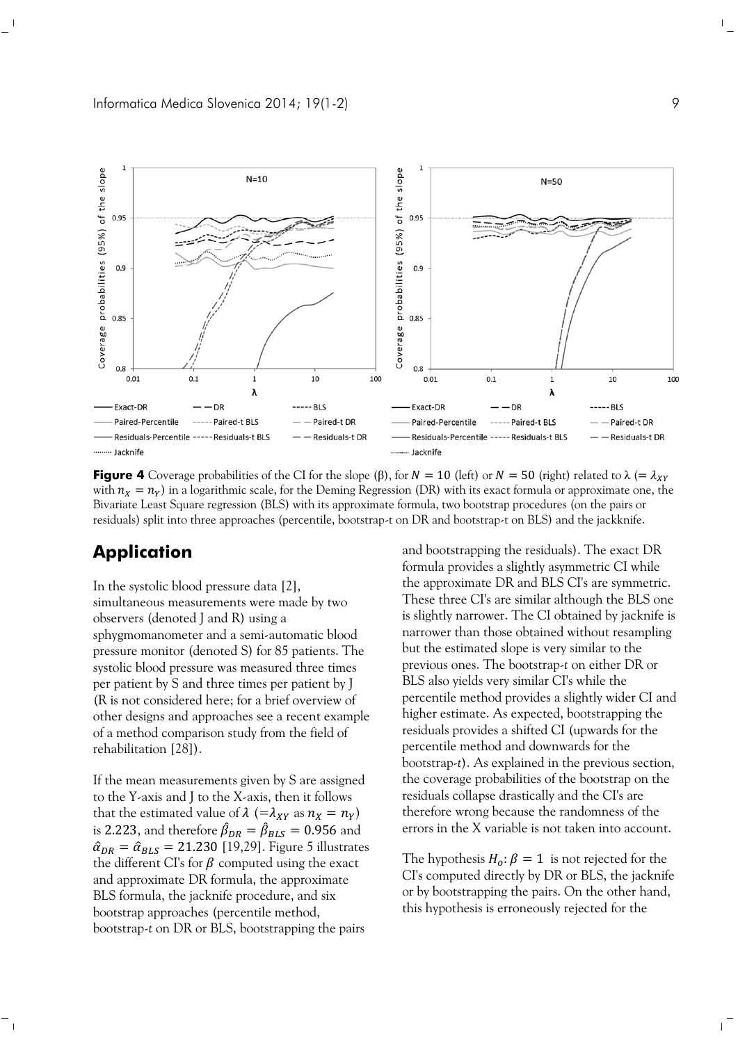**Figure 4** Coverage probabilities of the CI for the slope (β), for $N = 10$ (left) or $N = 50$ (right) related to λ (= $\lambda_{XY}$ with $n_X = n_Y$) in a logarithmic scale, for the Deming Regression (DR) with its exact formula or approximate one, the Bivariate Least Square regression (BLS) with its approximate formula, two bootstrap procedures (on the pairs or residuals) split into three approaches (percentile, bootstrap-t on DR and bootstrap-t on BLS) and the jackknife.

## Application

In the systolic blood pressure data [2], simultaneous measurements were made by two observers (denoted J and R) using a sphygmomanometer and a semi-automatic blood pressure monitor (denoted S) for 85 patients. The systolic blood pressure was measured three times per patient by S and three times per patient by J (R is not considered here; for a brief overview of other designs and approaches see a recent example of a method comparison study from the field of rehabilitation [28]).

If the mean measurements given by S are assigned to the Y-axis and J to the X-axis, then it follows that the estimated value of $\lambda$ (=$\lambda_{XY}$ as $n_X = n_Y$) is 2.223, and therefore $\hat{\beta}_{DR} = \hat{\beta}_{BLS} = 0.956$ and $\hat{\alpha}_{DR} = \hat{\alpha}_{BLS} = 21.230$ [19,29]. Figure 5 illustrates the different CI's for $\beta$ computed using the exact and approximate DR formula, the approximate BLS formula, the jacknife procedure, and six bootstrap approaches (percentile method, bootstrap-*t* on DR or BLS, bootstrapping the pairs and bootstrapping the residuals). The exact DR formula provides a slightly asymmetric CI while the approximate DR and BLS CI's are symmetric. These three CI's are similar although the BLS one is slightly narrower. The CI obtained by jacknife is narrower than those obtained without resampling but the estimated slope is very similar to the previous ones. The bootstrap-*t* on either DR or BLS also yields very similar CI's while the percentile method provides a slightly wider CI and higher estimate. As expected, bootstrapping the residuals provides a shifted CI (upwards for the percentile method and downwards for the bootstrap-*t*). As explained in the previous section, the coverage probabilities of the bootstrap on the residuals collapse drastically and the CI's are therefore wrong because the randomness of the errors in the X variable is not taken into account.

The hypothesis $H_o: \beta = 1$ is not rejected for the CI's computed directly by DR or BLS, the jacknife or by bootstrapping the pairs. On the other hand, this hypothesis is erroneously rejected for the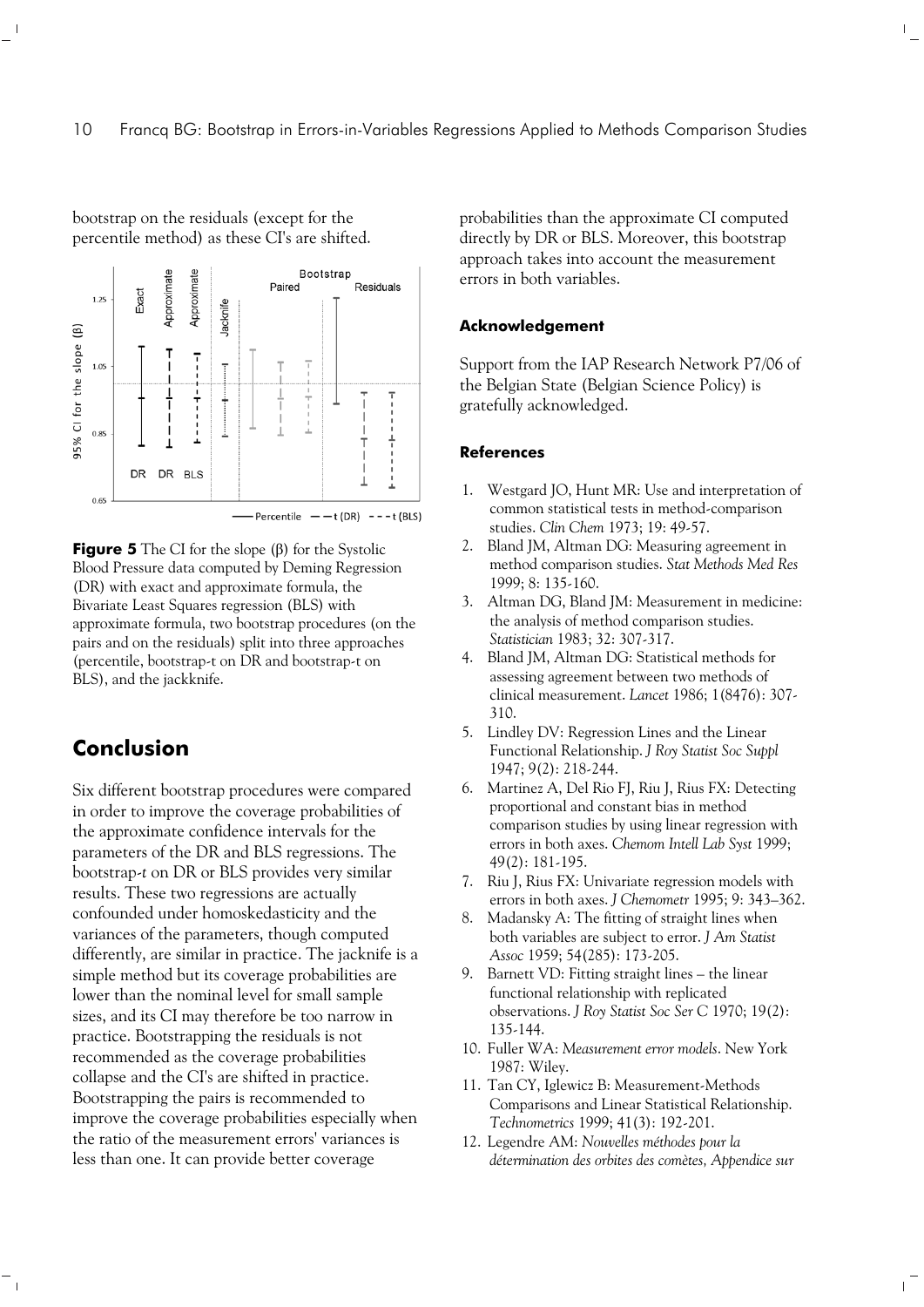bootstrap on the residuals (except for the percentile method) as these CI's are shifted.

**Figure 5** The CI for the slope (β) for the Systolic Blood Pressure data computed by Deming Regression (DR) with exact and approximate formula, the Bivariate Least Squares regression (BLS) with approximate formula, two bootstrap procedures (on the pairs and on the residuals) split into three approaches (percentile, bootstrap-t on DR and bootstrap-t on BLS), and the jackknife.

## Conclusion

Six different bootstrap procedures were compared in order to improve the coverage probabilities of the approximate confidence intervals for the parameters of the DR and BLS regressions. The bootstrap-*t* on DR or BLS provides very similar results. These two regressions are actually confounded under homoskedasticity and the variances of the parameters, though computed differently, are similar in practice. The jacknife is a simple method but its coverage probabilities are lower than the nominal level for small sample sizes, and its CI may therefore be too narrow in practice. Bootstrapping the residuals is not recommended as the coverage probabilities collapse and the CI's are shifted in practice. Bootstrapping the pairs is recommended to improve the coverage probabilities especially when the ratio of the measurement errors' variances is less than one. It can provide better coverage probabilities than the approximate CI computed directly by DR or BLS. Moreover, this bootstrap approach takes into account the measurement errors in both variables.

### Acknowledgement

Support from the IAP Research Network P7/06 of the Belgian State (Belgian Science Policy) is gratefully acknowledged.

### References

1. Westgard JO, Hunt MR: Use and interpretation of common statistical tests in method-comparison studies. *Clin Chem* 1973; 19: 49-57.
2. Bland JM, Altman DG: Measuring agreement in method comparison studies. *Stat Methods Med Res* 1999; 8: 135-160.
3. Altman DG, Bland JM: Measurement in medicine: the analysis of method comparison studies. *Statistician* 1983; 32: 307-317.
4. Bland JM, Altman DG: Statistical methods for assessing agreement between two methods of clinical measurement. *Lancet* 1986; 1(8476): 307-310.
5. Lindley DV: Regression Lines and the Linear Functional Relationship. *J Roy Statist Soc Suppl* 1947; 9(2): 218-244.
6. Martinez A, Del Rio FJ, Riu J, Rius FX: Detecting proportional and constant bias in method comparison studies by using linear regression with errors in both axes. *Chemom Intell Lab Syst* 1999; 49(2): 181-195.
7. Riu J, Rius FX: Univariate regression models with errors in both axes. *J Chemometr* 1995; 9: 343–362.
8. Madansky A: The fitting of straight lines when both variables are subject to error. *J Am Statist Assoc* 1959; 54(285): 173-205.
9. Barnett VD: Fitting straight lines – the linear functional relationship with replicated observations. *J Roy Statist Soc Ser C* 1970; 19(2): 135-144.
10. Fuller WA: *Measurement error models*. New York 1987: Wiley.
11. Tan CY, Iglewicz B: Measurement-Methods Comparisons and Linear Statistical Relationship. *Technometrics* 1999; 41(3): 192-201.
12. Legendre AM: *Nouvelles méthodes pour la détermination des orbites des comètes, Appendice sur*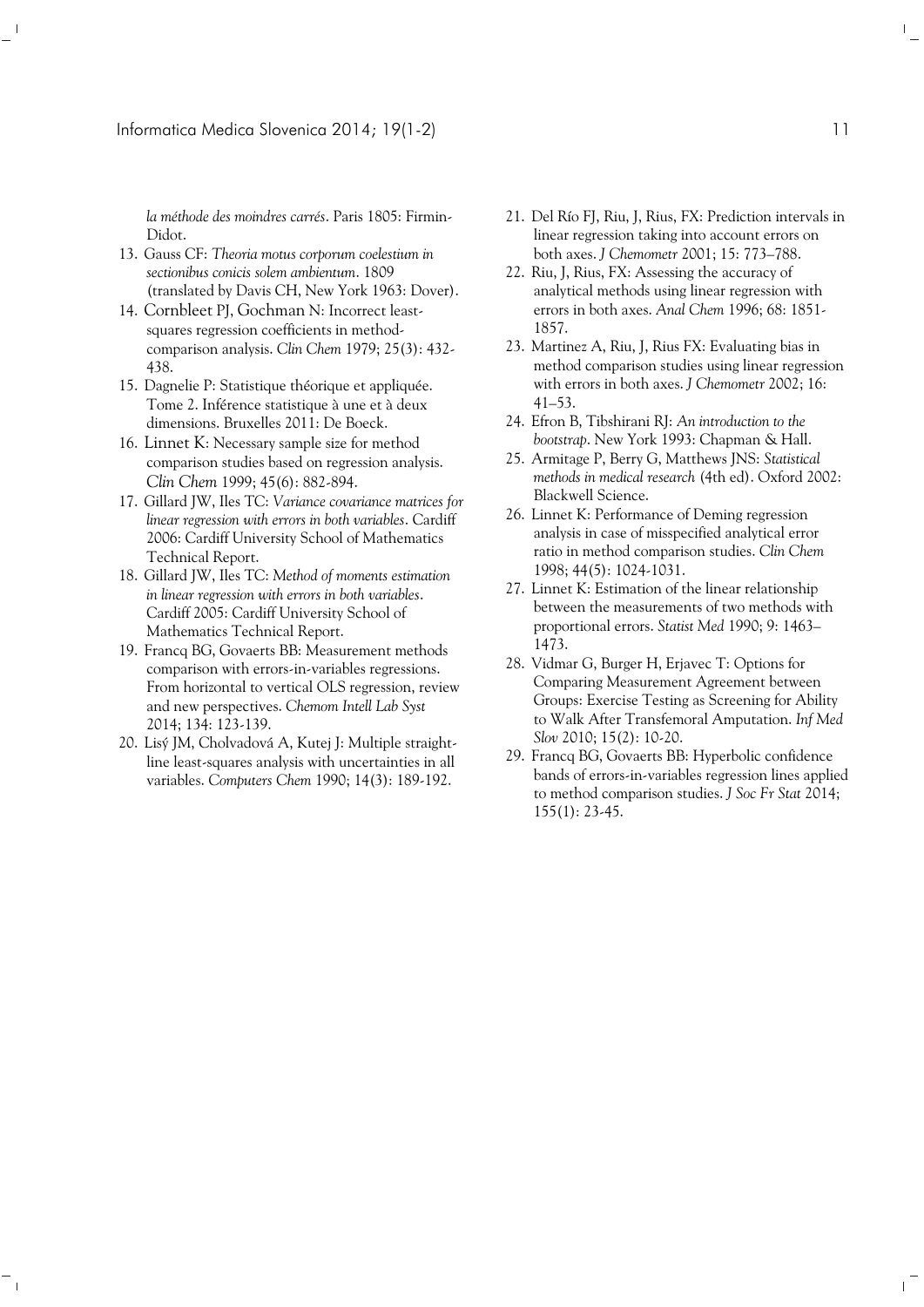*la méthode des moindres carrés*. Paris 1805: Firmin-Didot.

13. Gauss CF: *Theoria motus corporum coelestium in sectionibus conicis solem ambientum*. 1809 (translated by Davis CH, New York 1963: Dover).
14. Cornbleet PJ, Gochman N: Incorrect least-squares regression coefficients in method-comparison analysis. *Clin Chem* 1979; 25(3): 432-438.
15. Dagnelie P: Statistique théorique et appliquée. Tome 2. Inférence statistique à une et à deux dimensions. Bruxelles 2011: De Boeck.
16. Linnet K: Necessary sample size for method comparison studies based on regression analysis. *Clin Chem* 1999; 45(6): 882-894.
17. Gillard JW, Iles TC: *Variance covariance matrices for linear regression with errors in both variables*. Cardiff 2006: Cardiff University School of Mathematics Technical Report.
18. Gillard JW, Iles TC: *Method of moments estimation in linear regression with errors in both variables*. Cardiff 2005: Cardiff University School of Mathematics Technical Report.
19. Francq BG, Govaerts BB: Measurement methods comparison with errors-in-variables regressions. From horizontal to vertical OLS regression, review and new perspectives. *Chemom Intell Lab Syst* 2014; 134: 123-139.
20. Lisý JM, Cholvadová A, Kutej J: Multiple straight-line least-squares analysis with uncertainties in all variables. *Computers Chem* 1990; 14(3): 189-192.
21. Del Río FJ, Riu, J, Rius, FX: Prediction intervals in linear regression taking into account errors on both axes. *J Chemometr* 2001; 15: 773–788.
22. Riu, J, Rius, FX: Assessing the accuracy of analytical methods using linear regression with errors in both axes. *Anal Chem* 1996; 68: 1851-1857.
23. Martinez A, Riu, J, Rius FX: Evaluating bias in method comparison studies using linear regression with errors in both axes. *J Chemometr* 2002; 16: 41–53.
24. Efron B, Tibshirani RJ: *An introduction to the bootstrap*. New York 1993: Chapman & Hall.
25. Armitage P, Berry G, Matthews JNS: *Statistical methods in medical research* (4th ed). Oxford 2002: Blackwell Science.
26. Linnet K: Performance of Deming regression analysis in case of misspecified analytical error ratio in method comparison studies. *Clin Chem* 1998; 44(5): 1024-1031.
27. Linnet K: Estimation of the linear relationship between the measurements of two methods with proportional errors. *Statist Med* 1990; 9: 1463–1473.
28. Vidmar G, Burger H, Erjavec T: Options for Comparing Measurement Agreement between Groups: Exercise Testing as Screening for Ability to Walk After Transfemoral Amputation. *Inf Med Slov* 2010; 15(2): 10-20.
29. Francq BG, Govaerts BB: Hyperbolic confidence bands of errors-in-variables regression lines applied to method comparison studies. *J Soc Fr Stat* 2014; 155(1): 23-45.